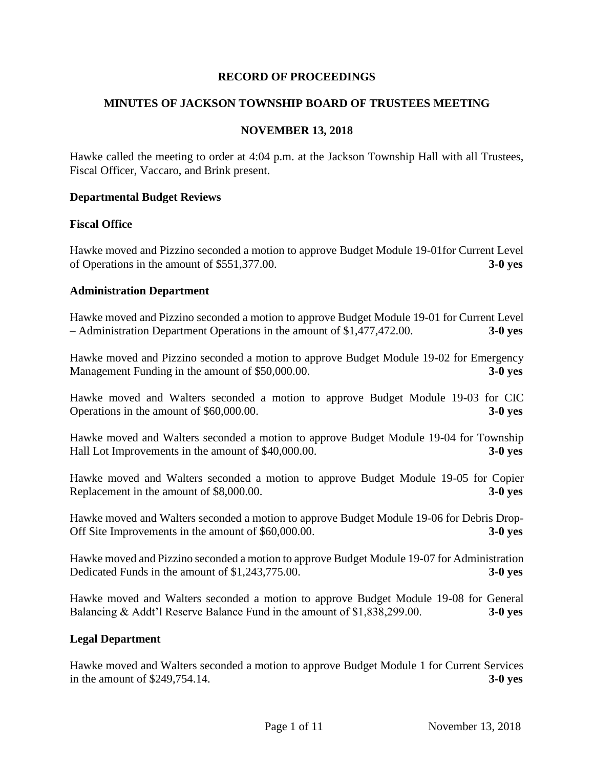**RECORD OF PROCEEDINGS**

**MINUTES OF JACKSON TOWNSHIP BOARD OF TRUSTEES MEETING**

**NOVEMBER 13, 2018**

Hawke called the meeting to order at 4:04 p.m. at the Jackson Township Hall with all Trustees, Fiscal Officer, Vaccaro, and Brink present.

**Departmental Budget Reviews**

**Fiscal Office**

Hawke moved and Pizzino seconded a motion to approve Budget Module 19-01for Current Level of Operations in the amount of $551,377.00. **3-0 yes**

**Administration Department**

Hawke moved and Pizzino seconded a motion to approve Budget Module 19-01 for Current Level – Administration Department Operations in the amount of $1,477,472.00. **3-0 yes**

Hawke moved and Pizzino seconded a motion to approve Budget Module 19-02 for Emergency Management Funding in the amount of $50,000.00. **3-0 yes**

Hawke moved and Walters seconded a motion to approve Budget Module 19-03 for CIC Operations in the amount of $60,000.00. **3-0 yes**

Hawke moved and Walters seconded a motion to approve Budget Module 19-04 for Township Hall Lot Improvements in the amount of $40,000.00. **3-0 yes**

Hawke moved and Walters seconded a motion to approve Budget Module 19-05 for Copier Replacement in the amount of $8,000.00. **3-0 yes**

Hawke moved and Walters seconded a motion to approve Budget Module 19-06 for Debris Drop-Off Site Improvements in the amount of $60,000.00. **3-0 yes**

Hawke moved and Pizzino seconded a motion to approve Budget Module 19-07 for Administration Dedicated Funds in the amount of $1,243,775.00. **3-0 yes**

Hawke moved and Walters seconded a motion to approve Budget Module 19-08 for General Balancing & Addt'l Reserve Balance Fund in the amount of $1,838,299.00. **3-0 yes**

**Legal Department**

Hawke moved and Walters seconded a motion to approve Budget Module 1 for Current Services in the amount of $249,754.14. **3-0 yes**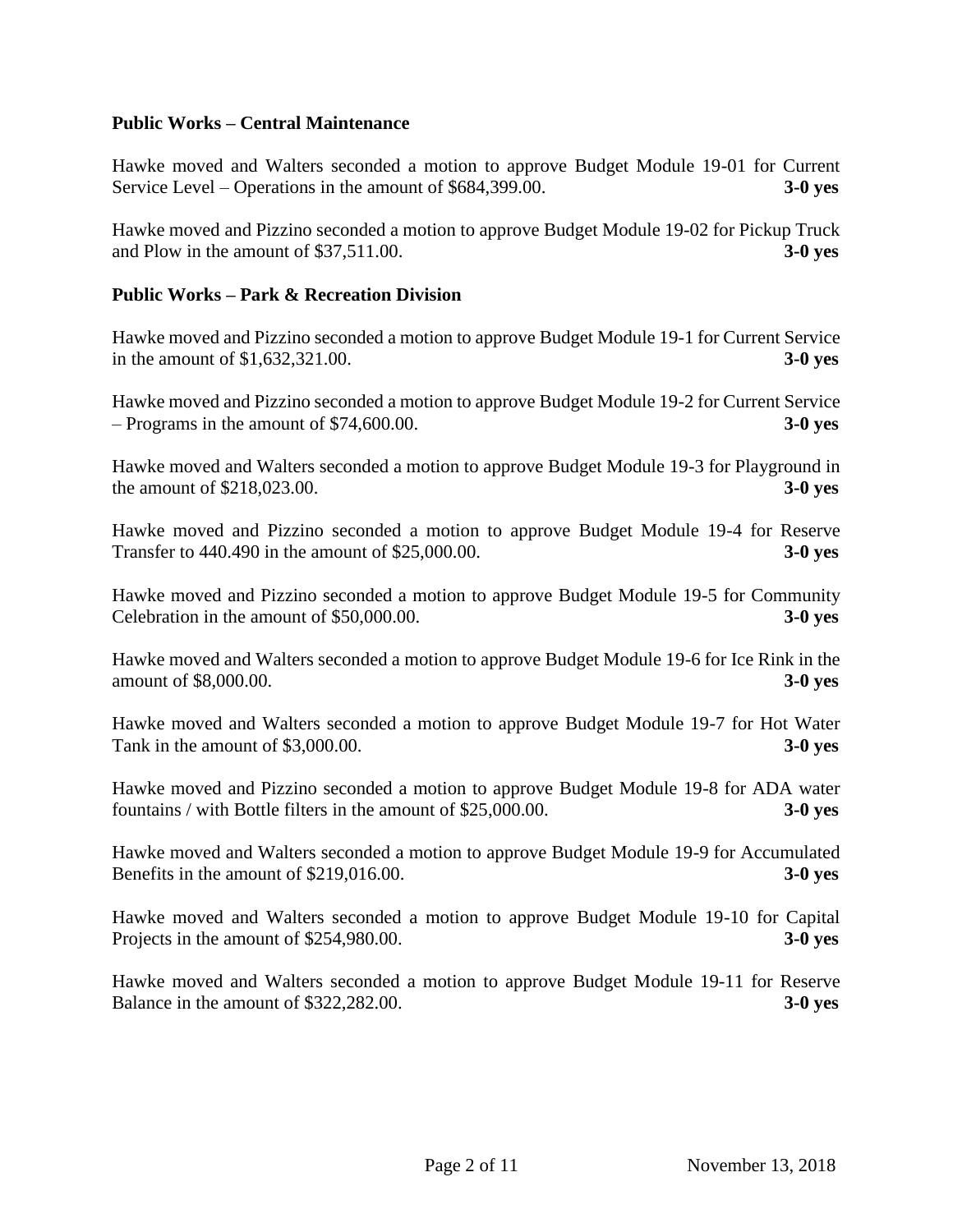**Public Works – Central Maintenance**

Hawke moved and Walters seconded a motion to approve Budget Module 19-01 for Current Service Level – Operations in the amount of $684,399.00. **3-0 yes**

Hawke moved and Pizzino seconded a motion to approve Budget Module 19-02 for Pickup Truck and Plow in the amount of $37,511.00. **3-0 yes**

**Public Works – Park & Recreation Division**

Hawke moved and Pizzino seconded a motion to approve Budget Module 19-1 for Current Service in the amount of $1,632,321.00. **3-0 yes**

Hawke moved and Pizzino seconded a motion to approve Budget Module 19-2 for Current Service – Programs in the amount of $74,600.00. **3-0 yes**

Hawke moved and Walters seconded a motion to approve Budget Module 19-3 for Playground in the amount of $218,023.00. **3-0 yes**

Hawke moved and Pizzino seconded a motion to approve Budget Module 19-4 for Reserve Transfer to 440.490 in the amount of $25,000.00. **3-0 yes**

Hawke moved and Pizzino seconded a motion to approve Budget Module 19-5 for Community Celebration in the amount of $50,000.00. **3-0 yes**

Hawke moved and Walters seconded a motion to approve Budget Module 19-6 for Ice Rink in the amount of $8,000.00. **3-0 yes**

Hawke moved and Walters seconded a motion to approve Budget Module 19-7 for Hot Water Tank in the amount of $3,000.00. **3-0 yes**

Hawke moved and Pizzino seconded a motion to approve Budget Module 19-8 for ADA water fountains / with Bottle filters in the amount of $25,000.00. **3-0 yes**

Hawke moved and Walters seconded a motion to approve Budget Module 19-9 for Accumulated Benefits in the amount of $219,016.00. **3-0 yes**

Hawke moved and Walters seconded a motion to approve Budget Module 19-10 for Capital Projects in the amount of $254,980.00. **3-0 yes**

Hawke moved and Walters seconded a motion to approve Budget Module 19-11 for Reserve Balance in the amount of $322,282.00. **3-0 yes**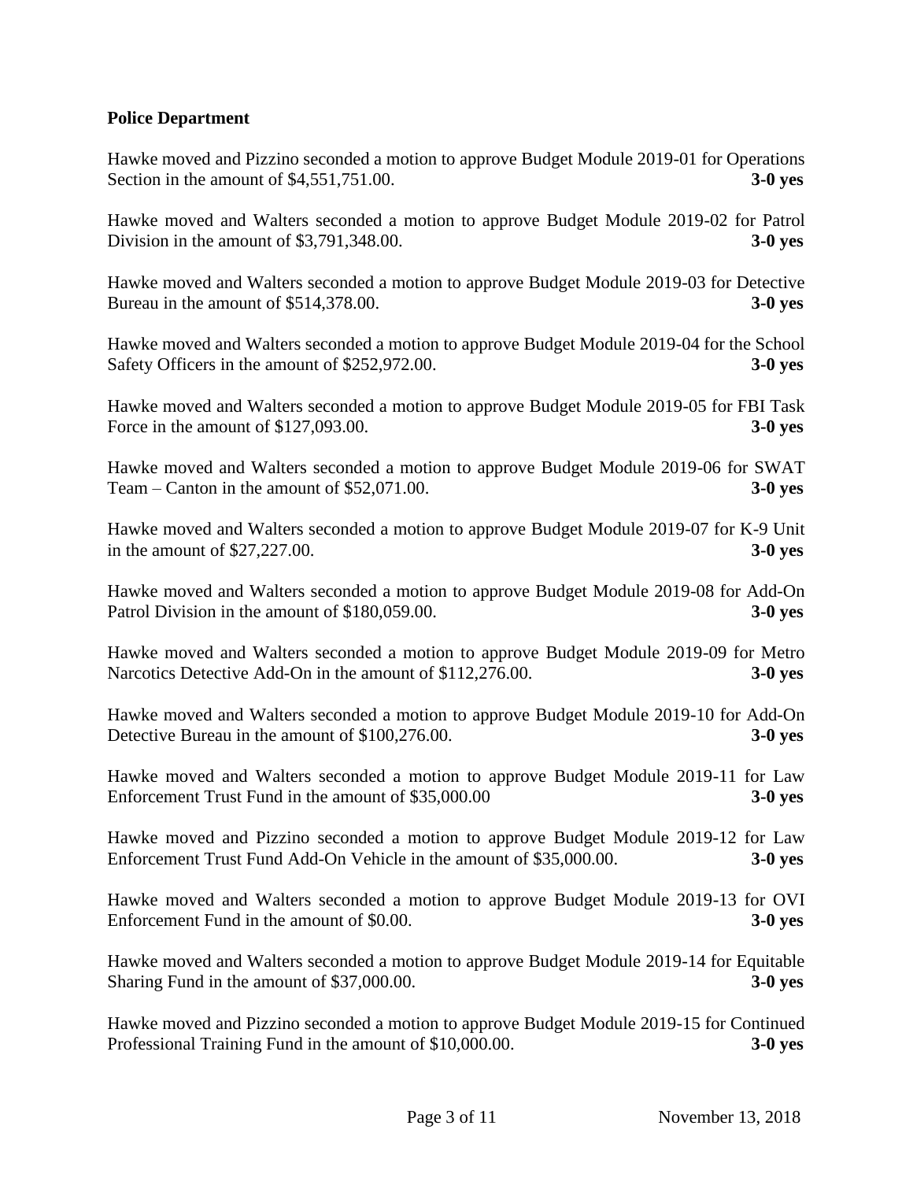**Police Department**

Hawke moved and Pizzino seconded a motion to approve Budget Module 2019-01 for Operations Section in the amount of $4,551,751.00. **3-0 yes**

Hawke moved and Walters seconded a motion to approve Budget Module 2019-02 for Patrol Division in the amount of $3,791,348.00. **3-0 yes**

Hawke moved and Walters seconded a motion to approve Budget Module 2019-03 for Detective Bureau in the amount of $514,378.00. **3-0 yes**

Hawke moved and Walters seconded a motion to approve Budget Module 2019-04 for the School Safety Officers in the amount of $252,972.00. **3-0 yes**

Hawke moved and Walters seconded a motion to approve Budget Module 2019-05 for FBI Task Force in the amount of $127,093.00. **3-0 yes**

Hawke moved and Walters seconded a motion to approve Budget Module 2019-06 for SWAT Team – Canton in the amount of $52,071.00. **3-0 yes**

Hawke moved and Walters seconded a motion to approve Budget Module 2019-07 for K-9 Unit in the amount of $27,227.00. **3-0 yes**

Hawke moved and Walters seconded a motion to approve Budget Module 2019-08 for Add-On Patrol Division in the amount of $180,059.00. **3-0 yes**

Hawke moved and Walters seconded a motion to approve Budget Module 2019-09 for Metro Narcotics Detective Add-On in the amount of $112,276.00. **3-0 yes**

Hawke moved and Walters seconded a motion to approve Budget Module 2019-10 for Add-On Detective Bureau in the amount of $100,276.00. **3-0 yes**

Hawke moved and Walters seconded a motion to approve Budget Module 2019-11 for Law Enforcement Trust Fund in the amount of $35,000.00 **3-0 yes**

Hawke moved and Pizzino seconded a motion to approve Budget Module 2019-12 for Law Enforcement Trust Fund Add-On Vehicle in the amount of $35,000.00. **3-0 yes**

Hawke moved and Walters seconded a motion to approve Budget Module 2019-13 for OVI Enforcement Fund in the amount of $0.00. **3-0 yes**

Hawke moved and Walters seconded a motion to approve Budget Module 2019-14 for Equitable Sharing Fund in the amount of $37,000.00. **3-0 yes**

Hawke moved and Pizzino seconded a motion to approve Budget Module 2019-15 for Continued Professional Training Fund in the amount of $10,000.00. **3-0 yes**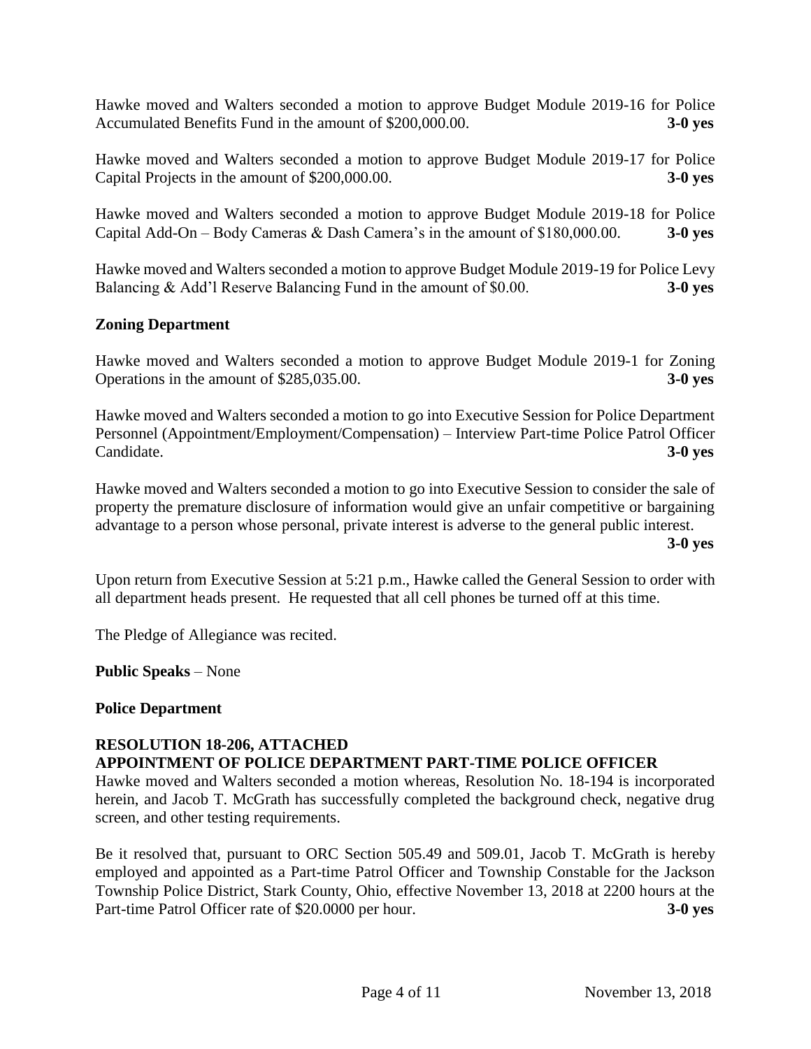Hawke moved and Walters seconded a motion to approve Budget Module 2019-16 for Police Accumulated Benefits Fund in the amount of $200,000.00. **3-0 yes**

Hawke moved and Walters seconded a motion to approve Budget Module 2019-17 for Police Capital Projects in the amount of $200,000.00. **3-0 yes**

Hawke moved and Walters seconded a motion to approve Budget Module 2019-18 for Police Capital Add-On – Body Cameras & Dash Camera's in the amount of $180,000.00. **3-0 yes**

Hawke moved and Walters seconded a motion to approve Budget Module 2019-19 for Police Levy Balancing & Add'l Reserve Balancing Fund in the amount of $0.00. **3-0 yes**

**Zoning Department**

Hawke moved and Walters seconded a motion to approve Budget Module 2019-1 for Zoning Operations in the amount of $285,035.00. **3-0 yes**

Hawke moved and Walters seconded a motion to go into Executive Session for Police Department Personnel (Appointment/Employment/Compensation) – Interview Part-time Police Patrol Officer Candidate. **3-0 yes**

Hawke moved and Walters seconded a motion to go into Executive Session to consider the sale of property the premature disclosure of information would give an unfair competitive or bargaining advantage to a person whose personal, private interest is adverse to the general public interest. **3-0 yes**

Upon return from Executive Session at 5:21 p.m., Hawke called the General Session to order with all department heads present. He requested that all cell phones be turned off at this time.

The Pledge of Allegiance was recited.

**Public Speaks** – None

**Police Department**

**RESOLUTION 18-206, ATTACHED**
**APPOINTMENT OF POLICE DEPARTMENT PART-TIME POLICE OFFICER**

Hawke moved and Walters seconded a motion whereas, Resolution No. 18-194 is incorporated herein, and Jacob T. McGrath has successfully completed the background check, negative drug screen, and other testing requirements.

Be it resolved that, pursuant to ORC Section 505.49 and 509.01, Jacob T. McGrath is hereby employed and appointed as a Part-time Patrol Officer and Township Constable for the Jackson Township Police District, Stark County, Ohio, effective November 13, 2018 at 2200 hours at the Part-time Patrol Officer rate of $20.0000 per hour. **3-0 yes**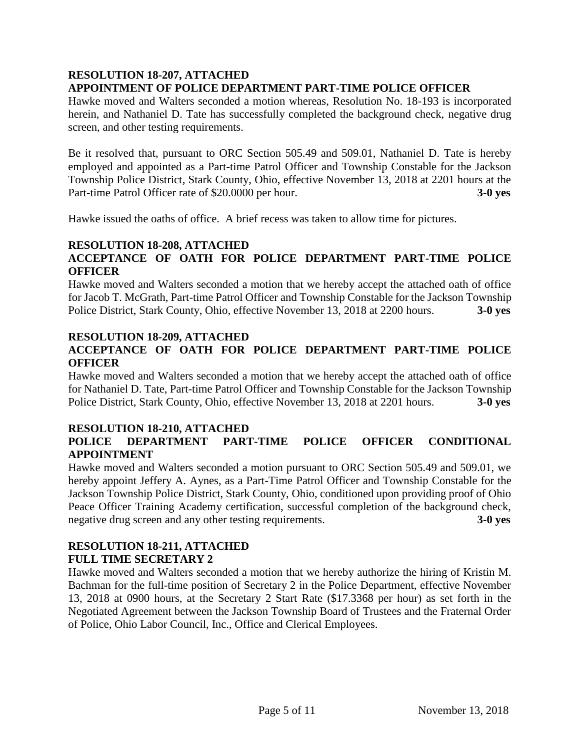**RESOLUTION 18-207, ATTACHED**
**APPOINTMENT OF POLICE DEPARTMENT PART-TIME POLICE OFFICER**

Hawke moved and Walters seconded a motion whereas, Resolution No. 18-193 is incorporated herein, and Nathaniel D. Tate has successfully completed the background check, negative drug screen, and other testing requirements.

Be it resolved that, pursuant to ORC Section 505.49 and 509.01, Nathaniel D. Tate is hereby employed and appointed as a Part-time Patrol Officer and Township Constable for the Jackson Township Police District, Stark County, Ohio, effective November 13, 2018 at 2201 hours at the Part-time Patrol Officer rate of $20.0000 per hour. **3-0 yes**

Hawke issued the oaths of office. A brief recess was taken to allow time for pictures.

**RESOLUTION 18-208, ATTACHED**
**ACCEPTANCE OF OATH FOR POLICE DEPARTMENT PART-TIME POLICE OFFICER**

Hawke moved and Walters seconded a motion that we hereby accept the attached oath of office for Jacob T. McGrath, Part-time Patrol Officer and Township Constable for the Jackson Township Police District, Stark County, Ohio, effective November 13, 2018 at 2200 hours. **3-0 yes**

**RESOLUTION 18-209, ATTACHED**
**ACCEPTANCE OF OATH FOR POLICE DEPARTMENT PART-TIME POLICE OFFICER**

Hawke moved and Walters seconded a motion that we hereby accept the attached oath of office for Nathaniel D. Tate, Part-time Patrol Officer and Township Constable for the Jackson Township Police District, Stark County, Ohio, effective November 13, 2018 at 2201 hours. **3-0 yes**

**RESOLUTION 18-210, ATTACHED**
**POLICE DEPARTMENT PART-TIME POLICE OFFICER CONDITIONAL APPOINTMENT**

Hawke moved and Walters seconded a motion pursuant to ORC Section 505.49 and 509.01, we hereby appoint Jeffery A. Aynes, as a Part-Time Patrol Officer and Township Constable for the Jackson Township Police District, Stark County, Ohio, conditioned upon providing proof of Ohio Peace Officer Training Academy certification, successful completion of the background check, negative drug screen and any other testing requirements. **3-0 yes**

**RESOLUTION 18-211, ATTACHED**
**FULL TIME SECRETARY 2**

Hawke moved and Walters seconded a motion that we hereby authorize the hiring of Kristin M. Bachman for the full-time position of Secretary 2 in the Police Department, effective November 13, 2018 at 0900 hours, at the Secretary 2 Start Rate ($17.3368 per hour) as set forth in the Negotiated Agreement between the Jackson Township Board of Trustees and the Fraternal Order of Police, Ohio Labor Council, Inc., Office and Clerical Employees.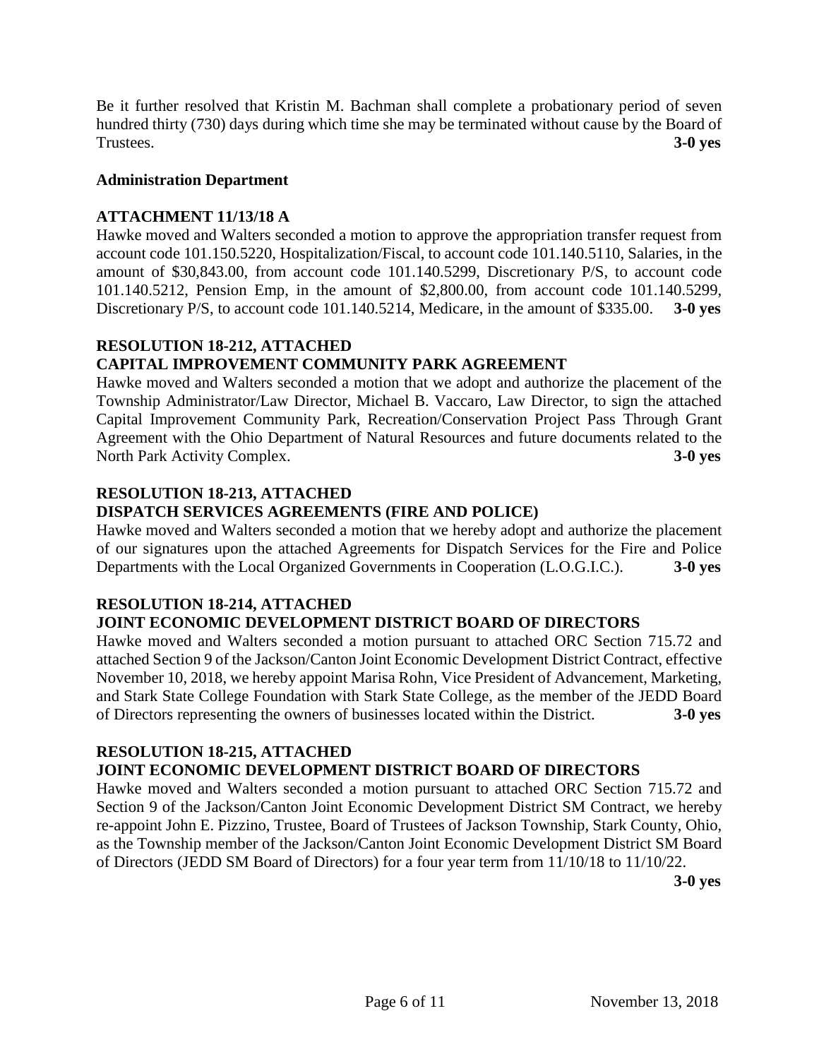Be it further resolved that Kristin M. Bachman shall complete a probationary period of seven hundred thirty (730) days during which time she may be terminated without cause by the Board of Trustees. **3-0 yes**

**Administration Department**

**ATTACHMENT 11/13/18 A**

Hawke moved and Walters seconded a motion to approve the appropriation transfer request from account code 101.150.5220, Hospitalization/Fiscal, to account code 101.140.5110, Salaries, in the amount of $30,843.00, from account code 101.140.5299, Discretionary P/S, to account code 101.140.5212, Pension Emp, in the amount of $2,800.00, from account code 101.140.5299, Discretionary P/S, to account code 101.140.5214, Medicare, in the amount of $335.00. **3-0 yes**

**RESOLUTION 18-212, ATTACHED**
**CAPITAL IMPROVEMENT COMMUNITY PARK AGREEMENT**

Hawke moved and Walters seconded a motion that we adopt and authorize the placement of the Township Administrator/Law Director, Michael B. Vaccaro, Law Director, to sign the attached Capital Improvement Community Park, Recreation/Conservation Project Pass Through Grant Agreement with the Ohio Department of Natural Resources and future documents related to the North Park Activity Complex. **3-0 yes**

**RESOLUTION 18-213, ATTACHED**
**DISPATCH SERVICES AGREEMENTS (FIRE AND POLICE)**

Hawke moved and Walters seconded a motion that we hereby adopt and authorize the placement of our signatures upon the attached Agreements for Dispatch Services for the Fire and Police Departments with the Local Organized Governments in Cooperation (L.O.G.I.C.). **3-0 yes**

**RESOLUTION 18-214, ATTACHED**
**JOINT ECONOMIC DEVELOPMENT DISTRICT BOARD OF DIRECTORS**

Hawke moved and Walters seconded a motion pursuant to attached ORC Section 715.72 and attached Section 9 of the Jackson/Canton Joint Economic Development District Contract, effective November 10, 2018, we hereby appoint Marisa Rohn, Vice President of Advancement, Marketing, and Stark State College Foundation with Stark State College, as the member of the JEDD Board of Directors representing the owners of businesses located within the District. **3-0 yes**

**RESOLUTION 18-215, ATTACHED**
**JOINT ECONOMIC DEVELOPMENT DISTRICT BOARD OF DIRECTORS**

Hawke moved and Walters seconded a motion pursuant to attached ORC Section 715.72 and Section 9 of the Jackson/Canton Joint Economic Development District SM Contract, we hereby re-appoint John E. Pizzino, Trustee, Board of Trustees of Jackson Township, Stark County, Ohio, as the Township member of the Jackson/Canton Joint Economic Development District SM Board of Directors (JEDD SM Board of Directors) for a four year term from 11/10/18 to 11/10/22. **3-0 yes**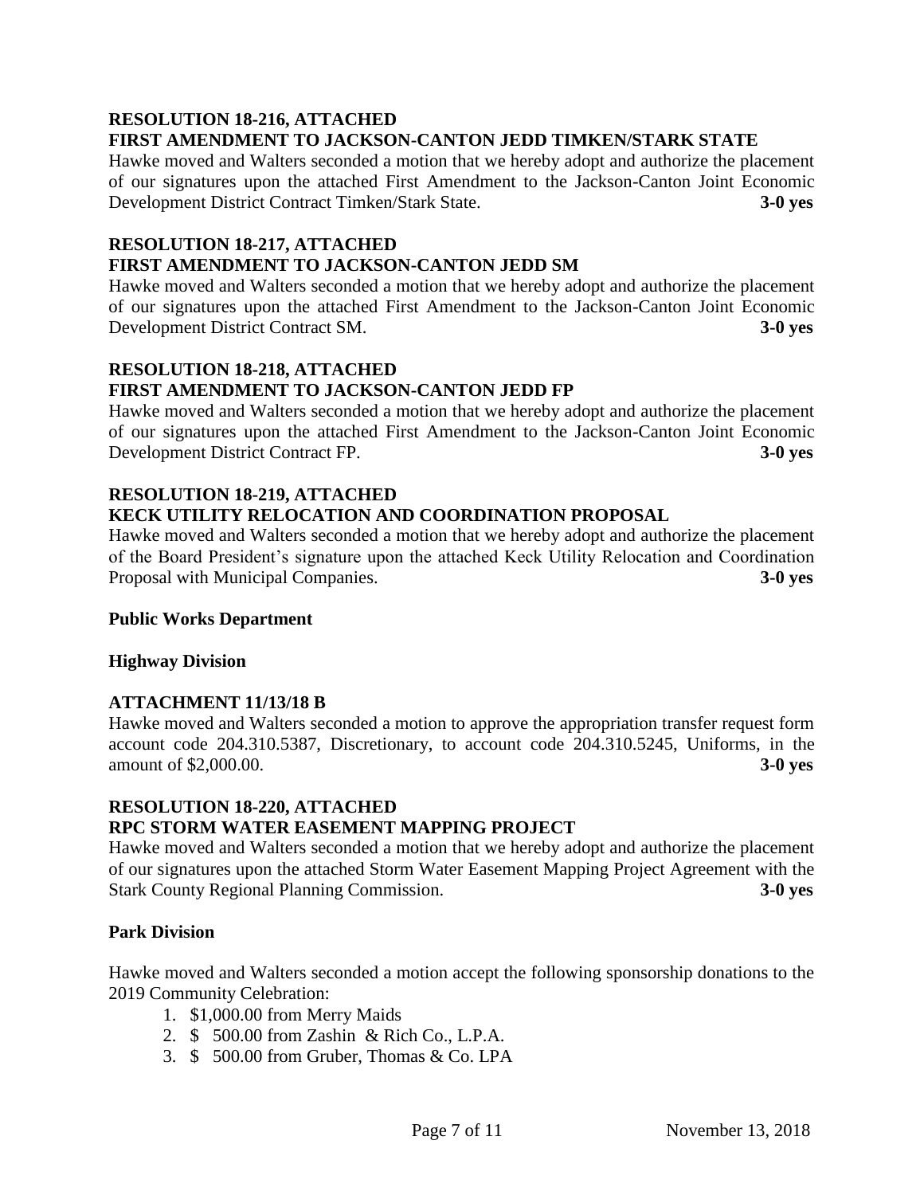**RESOLUTION 18-216, ATTACHED**
**FIRST AMENDMENT TO JACKSON-CANTON JEDD TIMKEN/STARK STATE**

Hawke moved and Walters seconded a motion that we hereby adopt and authorize the placement of our signatures upon the attached First Amendment to the Jackson-Canton Joint Economic Development District Contract Timken/Stark State. **3-0 yes**

**RESOLUTION 18-217, ATTACHED**
**FIRST AMENDMENT TO JACKSON-CANTON JEDD SM**

Hawke moved and Walters seconded a motion that we hereby adopt and authorize the placement of our signatures upon the attached First Amendment to the Jackson-Canton Joint Economic Development District Contract SM. **3-0 yes**

**RESOLUTION 18-218, ATTACHED**
**FIRST AMENDMENT TO JACKSON-CANTON JEDD FP**

Hawke moved and Walters seconded a motion that we hereby adopt and authorize the placement of our signatures upon the attached First Amendment to the Jackson-Canton Joint Economic Development District Contract FP. **3-0 yes**

**RESOLUTION 18-219, ATTACHED**
**KECK UTILITY RELOCATION AND COORDINATION PROPOSAL**

Hawke moved and Walters seconded a motion that we hereby adopt and authorize the placement of the Board President's signature upon the attached Keck Utility Relocation and Coordination Proposal with Municipal Companies. **3-0 yes**

**Public Works Department**

**Highway Division**

**ATTACHMENT 11/13/18 B**

Hawke moved and Walters seconded a motion to approve the appropriation transfer request form account code 204.310.5387, Discretionary, to account code 204.310.5245, Uniforms, in the amount of $2,000.00. **3-0 yes**

**RESOLUTION 18-220, ATTACHED**
**RPC STORM WATER EASEMENT MAPPING PROJECT**

Hawke moved and Walters seconded a motion that we hereby adopt and authorize the placement of our signatures upon the attached Storm Water Easement Mapping Project Agreement with the Stark County Regional Planning Commission. **3-0 yes**

**Park Division**

Hawke moved and Walters seconded a motion accept the following sponsorship donations to the 2019 Community Celebration:

1. $1,000.00 from Merry Maids
2. $ 500.00 from Zashin & Rich Co., L.P.A.
3. $ 500.00 from Gruber, Thomas & Co. LPA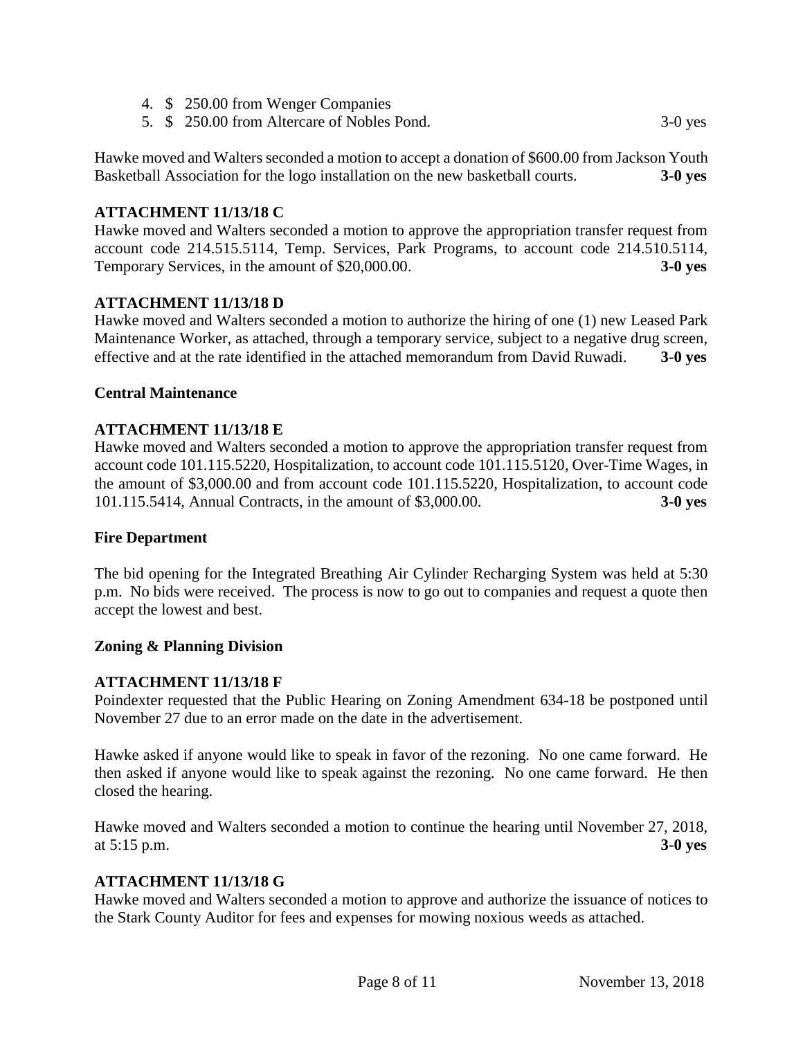4. $ 250.00 from Wenger Companies
5. $ 250.00 from Altercare of Nobles Pond. 3-0 yes

Hawke moved and Walters seconded a motion to accept a donation of $600.00 from Jackson Youth Basketball Association for the logo installation on the new basketball courts. **3-0 yes**

**ATTACHMENT 11/13/18 C**

Hawke moved and Walters seconded a motion to approve the appropriation transfer request from account code 214.515.5114, Temp. Services, Park Programs, to account code 214.510.5114, Temporary Services, in the amount of $20,000.00. **3-0 yes**

**ATTACHMENT 11/13/18 D**

Hawke moved and Walters seconded a motion to authorize the hiring of one (1) new Leased Park Maintenance Worker, as attached, through a temporary service, subject to a negative drug screen, effective and at the rate identified in the attached memorandum from David Ruwadi. **3-0 yes**

**Central Maintenance**

**ATTACHMENT 11/13/18 E**

Hawke moved and Walters seconded a motion to approve the appropriation transfer request from account code 101.115.5220, Hospitalization, to account code 101.115.5120, Over-Time Wages, in the amount of $3,000.00 and from account code 101.115.5220, Hospitalization, to account code 101.115.5414, Annual Contracts, in the amount of $3,000.00. **3-0 yes**

**Fire Department**

The bid opening for the Integrated Breathing Air Cylinder Recharging System was held at 5:30 p.m. No bids were received. The process is now to go out to companies and request a quote then accept the lowest and best.

**Zoning & Planning Division**

**ATTACHMENT 11/13/18 F**

Poindexter requested that the Public Hearing on Zoning Amendment 634-18 be postponed until November 27 due to an error made on the date in the advertisement.

Hawke asked if anyone would like to speak in favor of the rezoning. No one came forward. He then asked if anyone would like to speak against the rezoning. No one came forward. He then closed the hearing.

Hawke moved and Walters seconded a motion to continue the hearing until November 27, 2018, at 5:15 p.m. **3-0 yes**

**ATTACHMENT 11/13/18 G**

Hawke moved and Walters seconded a motion to approve and authorize the issuance of notices to the Stark County Auditor for fees and expenses for mowing noxious weeds as attached.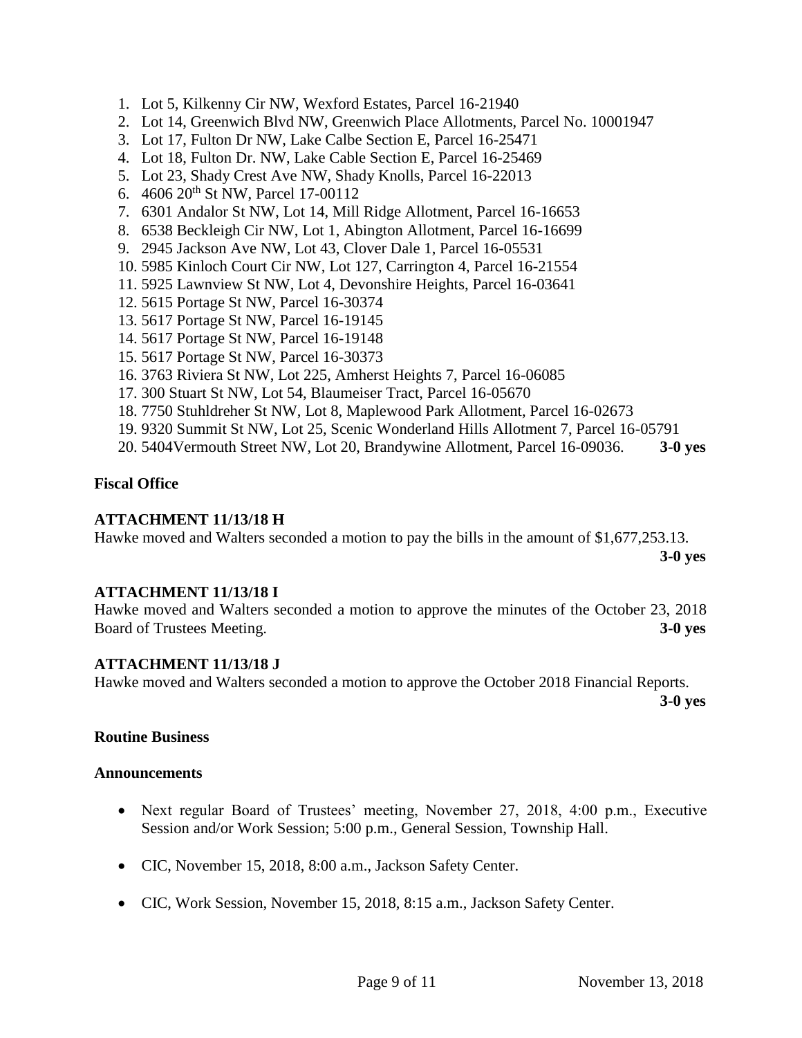1. Lot 5, Kilkenny Cir NW, Wexford Estates, Parcel 16-21940
2. Lot 14, Greenwich Blvd NW, Greenwich Place Allotments, Parcel No. 10001947
3. Lot 17, Fulton Dr NW, Lake Calbe Section E, Parcel 16-25471
4. Lot 18, Fulton Dr. NW, Lake Cable Section E, Parcel 16-25469
5. Lot 23, Shady Crest Ave NW, Shady Knolls, Parcel 16-22013
6. 4606 20th St NW, Parcel 17-00112
7. 6301 Andalor St NW, Lot 14, Mill Ridge Allotment, Parcel 16-16653
8. 6538 Beckleigh Cir NW, Lot 1, Abington Allotment, Parcel 16-16699
9. 2945 Jackson Ave NW, Lot 43, Clover Dale 1, Parcel 16-05531
10. 5985 Kinloch Court Cir NW, Lot 127, Carrington 4, Parcel 16-21554
11. 5925 Lawnview St NW, Lot 4, Devonshire Heights, Parcel 16-03641
12. 5615 Portage St NW, Parcel 16-30374
13. 5617 Portage St NW, Parcel 16-19145
14. 5617 Portage St NW, Parcel 16-19148
15. 5617 Portage St NW, Parcel 16-30373
16. 3763 Riviera St NW, Lot 225, Amherst Heights 7, Parcel 16-06085
17. 300 Stuart St NW, Lot 54, Blaumeiser Tract, Parcel 16-05670
18. 7750 Stuhldreher St NW, Lot 8, Maplewood Park Allotment, Parcel 16-02673
19. 9320 Summit St NW, Lot 25, Scenic Wonderland Hills Allotment 7, Parcel 16-05791
20. 5404Vermouth Street NW, Lot 20, Brandywine Allotment, Parcel 16-09036. **3-0 yes**

**Fiscal Office**

**ATTACHMENT 11/13/18 H**

Hawke moved and Walters seconded a motion to pay the bills in the amount of $1,677,253.13. **3-0 yes**

**ATTACHMENT 11/13/18 I**

Hawke moved and Walters seconded a motion to approve the minutes of the October 23, 2018 Board of Trustees Meeting. **3-0 yes**

**ATTACHMENT 11/13/18 J**

Hawke moved and Walters seconded a motion to approve the October 2018 Financial Reports. **3-0 yes**

**Routine Business**

**Announcements**

- Next regular Board of Trustees' meeting, November 27, 2018, 4:00 p.m., Executive Session and/or Work Session; 5:00 p.m., General Session, Township Hall.
- CIC, November 15, 2018, 8:00 a.m., Jackson Safety Center.
- CIC, Work Session, November 15, 2018, 8:15 a.m., Jackson Safety Center.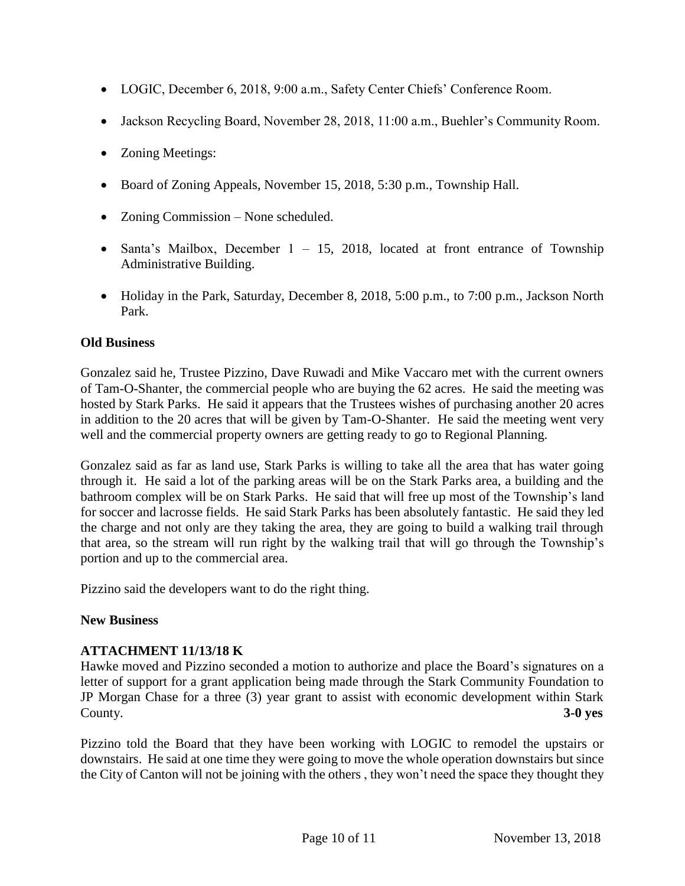- LOGIC, December 6, 2018, 9:00 a.m., Safety Center Chiefs' Conference Room.
- Jackson Recycling Board, November 28, 2018, 11:00 a.m., Buehler's Community Room.
- Zoning Meetings:
- Board of Zoning Appeals, November 15, 2018, 5:30 p.m., Township Hall.
- Zoning Commission – None scheduled.
- Santa's Mailbox, December 1 – 15, 2018, located at front entrance of Township Administrative Building.
- Holiday in the Park, Saturday, December 8, 2018, 5:00 p.m., to 7:00 p.m., Jackson North Park.

**Old Business**

Gonzalez said he, Trustee Pizzino, Dave Ruwadi and Mike Vaccaro met with the current owners of Tam-O-Shanter, the commercial people who are buying the 62 acres. He said the meeting was hosted by Stark Parks. He said it appears that the Trustees wishes of purchasing another 20 acres in addition to the 20 acres that will be given by Tam-O-Shanter. He said the meeting went very well and the commercial property owners are getting ready to go to Regional Planning.

Gonzalez said as far as land use, Stark Parks is willing to take all the area that has water going through it. He said a lot of the parking areas will be on the Stark Parks area, a building and the bathroom complex will be on Stark Parks. He said that will free up most of the Township's land for soccer and lacrosse fields. He said Stark Parks has been absolutely fantastic. He said they led the charge and not only are they taking the area, they are going to build a walking trail through that area, so the stream will run right by the walking trail that will go through the Township's portion and up to the commercial area.

Pizzino said the developers want to do the right thing.

**New Business**

**ATTACHMENT 11/13/18 K**

Hawke moved and Pizzino seconded a motion to authorize and place the Board's signatures on a letter of support for a grant application being made through the Stark Community Foundation to JP Morgan Chase for a three (3) year grant to assist with economic development within Stark County. **3-0 yes**

Pizzino told the Board that they have been working with LOGIC to remodel the upstairs or downstairs. He said at one time they were going to move the whole operation downstairs but since the City of Canton will not be joining with the others , they won't need the space they thought they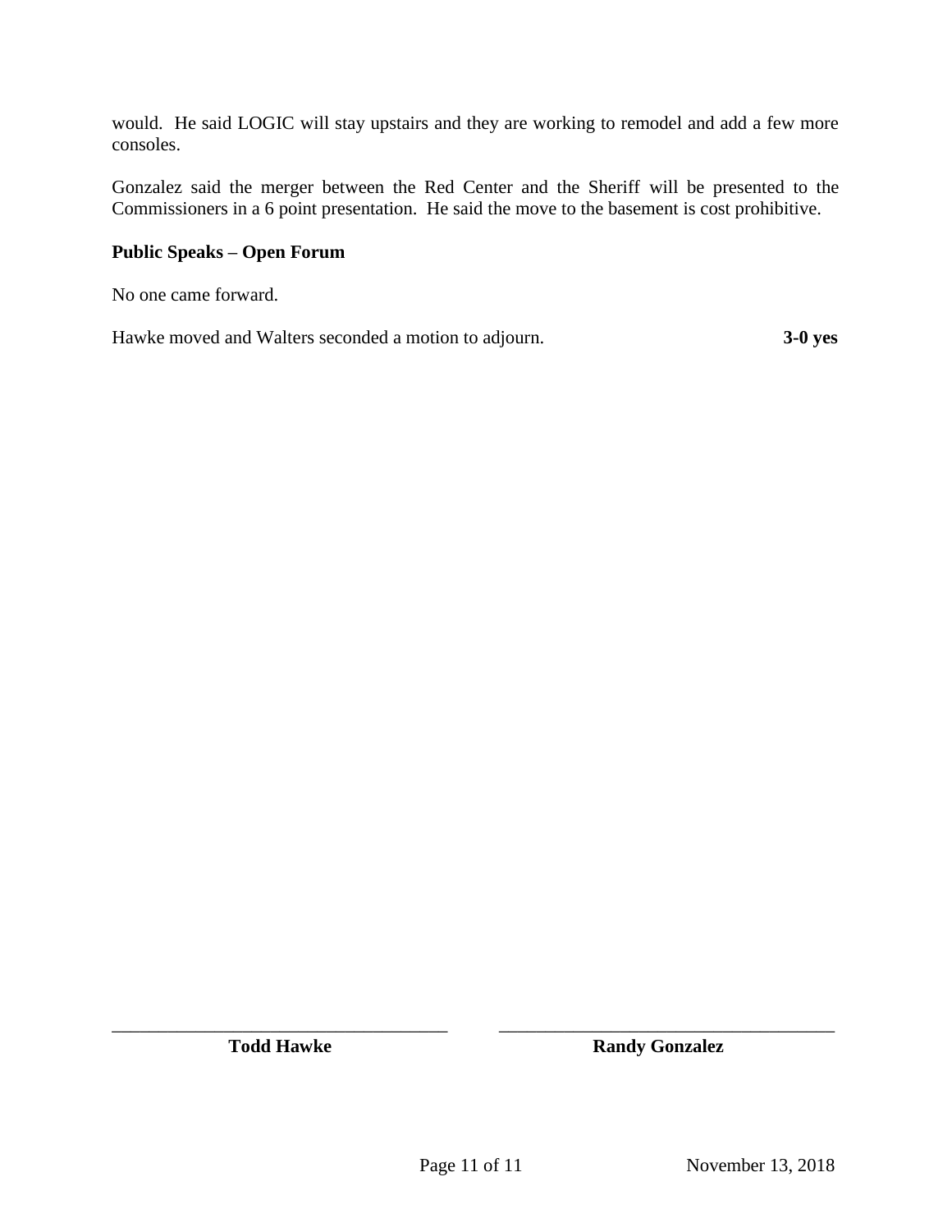would. He said LOGIC will stay upstairs and they are working to remodel and add a few more consoles.

Gonzalez said the merger between the Red Center and the Sheriff will be presented to the Commissioners in a 6 point presentation. He said the move to the basement is cost prohibitive.

**Public Speaks – Open Forum**

No one came forward.

Hawke moved and Walters seconded a motion to adjourn. **3-0 yes**

_____________________________________ _____________________________________

**Todd Hawke** **Randy Gonzalez**